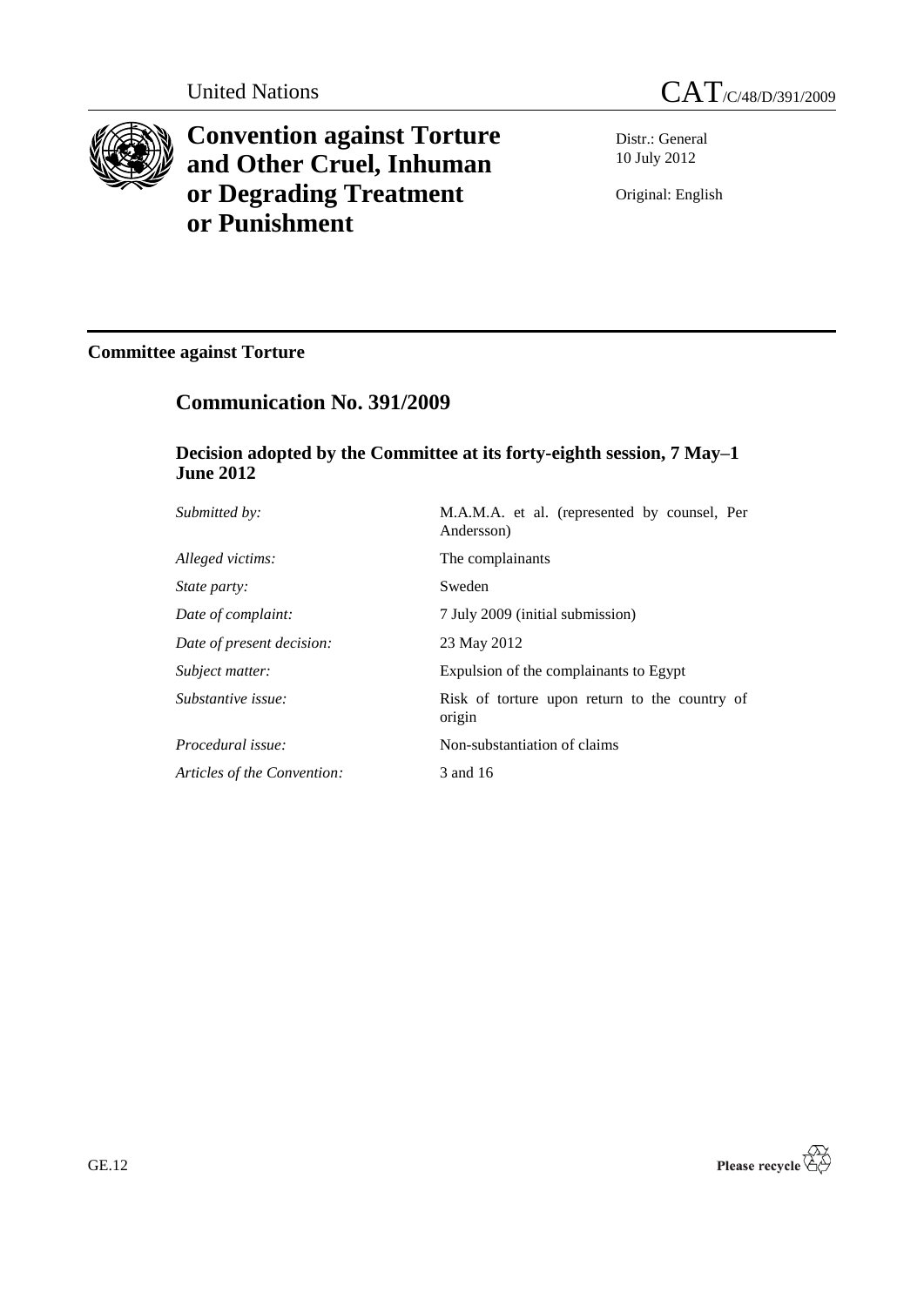United Nations

CAT/C/48/D/391/2009

# Convention against Torture and Other Cruel, Inhuman or Degrading Treatment or Punishment

Distr.: General
10 July 2012

Original: English

## Committee against Torture

## Communication No. 391/2009

### Decision adopted by the Committee at its forty-eighth session, 7 May–1 June 2012

| | |
|---|---|
| *Submitted by:* | M.A.M.A. et al. (represented by counsel, Per Andersson) |
| *Alleged victims:* | The complainants |
| *State party:* | Sweden |
| *Date of complaint:* | 7 July 2009 (initial submission) |
| *Date of present decision:* | 23 May 2012 |
| *Subject matter:* | Expulsion of the complainants to Egypt |
| *Substantive issue:* | Risk of torture upon return to the country of origin |
| *Procedural issue:* | Non-substantiation of claims |
| *Articles of the Convention:* | 3 and 16 |

GE.12

Please recycle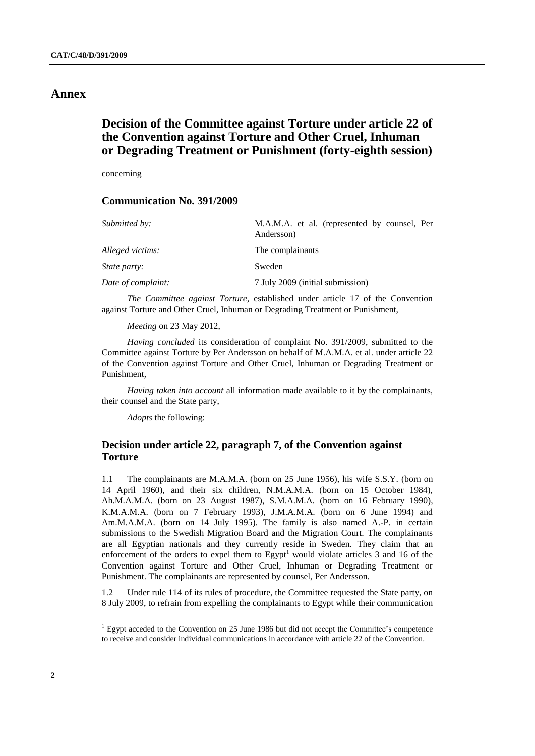# Annex

## Decision of the Committee against Torture under article 22 of the Convention against Torture and Other Cruel, Inhuman or Degrading Treatment or Punishment (forty-eighth session)

concerning

### Communication No. 391/2009

| | |
|---|---|
| *Submitted by:* | M.A.M.A. et al. (represented by counsel, Per Andersson) |
| *Alleged victims:* | The complainants |
| *State party:* | Sweden |
| *Date of complaint:* | 7 July 2009 (initial submission) |

*The Committee against Torture*, established under article 17 of the Convention against Torture and Other Cruel, Inhuman or Degrading Treatment or Punishment,

*Meeting* on 23 May 2012,

*Having concluded* its consideration of complaint No. 391/2009, submitted to the Committee against Torture by Per Andersson on behalf of M.A.M.A. et al. under article 22 of the Convention against Torture and Other Cruel, Inhuman or Degrading Treatment or Punishment,

*Having taken into account* all information made available to it by the complainants, their counsel and the State party,

*Adopts* the following:

### Decision under article 22, paragraph 7, of the Convention against Torture

1.1 The complainants are M.A.M.A. (born on 25 June 1956), his wife S.S.Y. (born on 14 April 1960), and their six children, N.M.A.M.A. (born on 15 October 1984), Ah.M.A.M.A. (born on 23 August 1987), S.M.A.M.A. (born on 16 February 1990), K.M.A.M.A. (born on 7 February 1993), J.M.A.M.A. (born on 6 June 1994) and Am.M.A.M.A. (born on 14 July 1995). The family is also named A.-P. in certain submissions to the Swedish Migration Board and the Migration Court. The complainants are all Egyptian nationals and they currently reside in Sweden. They claim that an enforcement of the orders to expel them to Egypt[1] would violate articles 3 and 16 of the Convention against Torture and Other Cruel, Inhuman or Degrading Treatment or Punishment. The complainants are represented by counsel, Per Andersson.

1.2 Under rule 114 of its rules of procedure, the Committee requested the State party, on 8 July 2009, to refrain from expelling the complainants to Egypt while their communication

[1] Egypt acceded to the Convention on 25 June 1986 but did not accept the Committee's competence to receive and consider individual communications in accordance with article 22 of the Convention.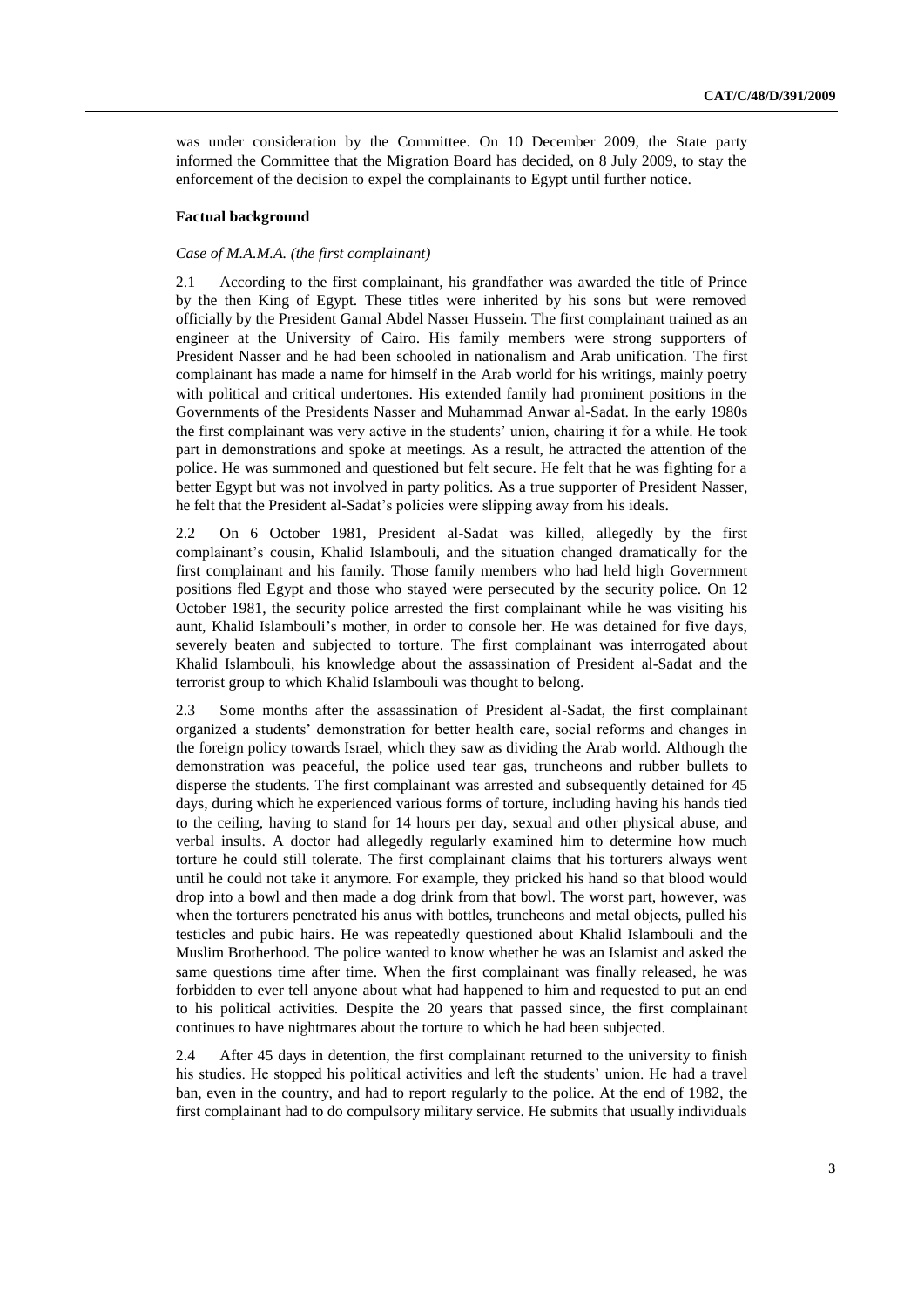was under consideration by the Committee. On 10 December 2009, the State party informed the Committee that the Migration Board has decided, on 8 July 2009, to stay the enforcement of the decision to expel the complainants to Egypt until further notice.

### Factual background

*Case of M.A.M.A. (the first complainant)*

2.1 According to the first complainant, his grandfather was awarded the title of Prince by the then King of Egypt. These titles were inherited by his sons but were removed officially by the President Gamal Abdel Nasser Hussein. The first complainant trained as an engineer at the University of Cairo. His family members were strong supporters of President Nasser and he had been schooled in nationalism and Arab unification. The first complainant has made a name for himself in the Arab world for his writings, mainly poetry with political and critical undertones. His extended family had prominent positions in the Governments of the Presidents Nasser and Muhammad Anwar al-Sadat. In the early 1980s the first complainant was very active in the students' union, chairing it for a while. He took part in demonstrations and spoke at meetings. As a result, he attracted the attention of the police. He was summoned and questioned but felt secure. He felt that he was fighting for a better Egypt but was not involved in party politics. As a true supporter of President Nasser, he felt that the President al-Sadat's policies were slipping away from his ideals.

2.2 On 6 October 1981, President al-Sadat was killed, allegedly by the first complainant's cousin, Khalid Islambouli, and the situation changed dramatically for the first complainant and his family. Those family members who had held high Government positions fled Egypt and those who stayed were persecuted by the security police. On 12 October 1981, the security police arrested the first complainant while he was visiting his aunt, Khalid Islambouli's mother, in order to console her. He was detained for five days, severely beaten and subjected to torture. The first complainant was interrogated about Khalid Islambouli, his knowledge about the assassination of President al-Sadat and the terrorist group to which Khalid Islambouli was thought to belong.

2.3 Some months after the assassination of President al-Sadat, the first complainant organized a students' demonstration for better health care, social reforms and changes in the foreign policy towards Israel, which they saw as dividing the Arab world. Although the demonstration was peaceful, the police used tear gas, truncheons and rubber bullets to disperse the students. The first complainant was arrested and subsequently detained for 45 days, during which he experienced various forms of torture, including having his hands tied to the ceiling, having to stand for 14 hours per day, sexual and other physical abuse, and verbal insults. A doctor had allegedly regularly examined him to determine how much torture he could still tolerate. The first complainant claims that his torturers always went until he could not take it anymore. For example, they pricked his hand so that blood would drop into a bowl and then made a dog drink from that bowl. The worst part, however, was when the torturers penetrated his anus with bottles, truncheons and metal objects, pulled his testicles and pubic hairs. He was repeatedly questioned about Khalid Islambouli and the Muslim Brotherhood. The police wanted to know whether he was an Islamist and asked the same questions time after time. When the first complainant was finally released, he was forbidden to ever tell anyone about what had happened to him and requested to put an end to his political activities. Despite the 20 years that passed since, the first complainant continues to have nightmares about the torture to which he had been subjected.

2.4 After 45 days in detention, the first complainant returned to the university to finish his studies. He stopped his political activities and left the students' union. He had a travel ban, even in the country, and had to report regularly to the police. At the end of 1982, the first complainant had to do compulsory military service. He submits that usually individuals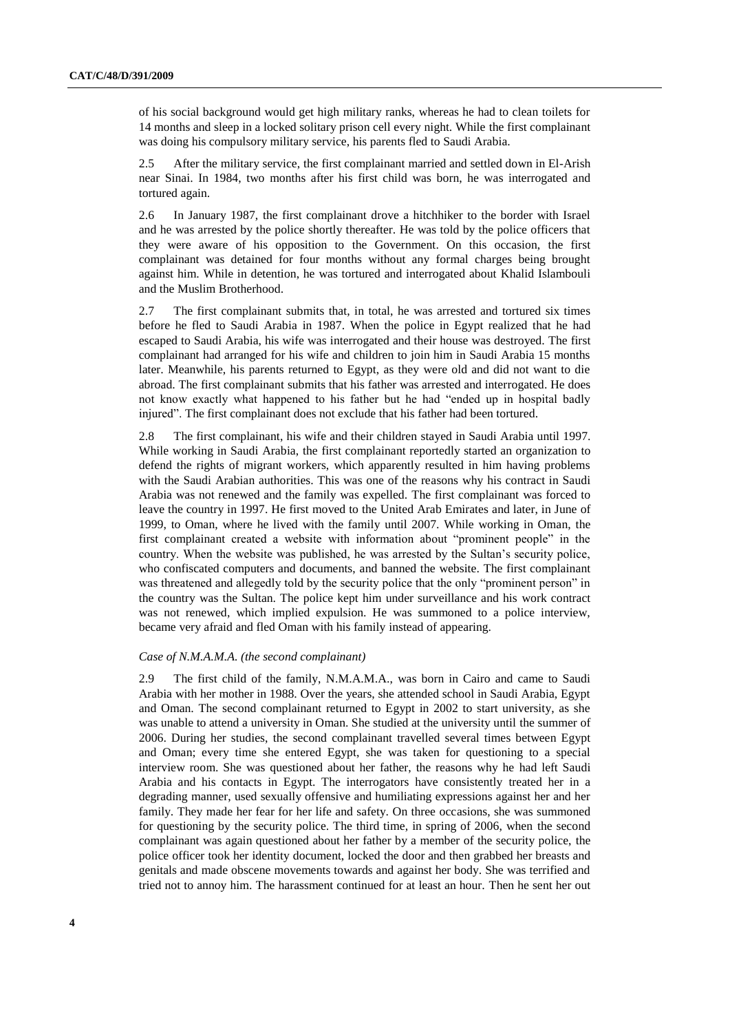of his social background would get high military ranks, whereas he had to clean toilets for 14 months and sleep in a locked solitary prison cell every night. While the first complainant was doing his compulsory military service, his parents fled to Saudi Arabia.

2.5 After the military service, the first complainant married and settled down in El-Arish near Sinai. In 1984, two months after his first child was born, he was interrogated and tortured again.

2.6 In January 1987, the first complainant drove a hitchhiker to the border with Israel and he was arrested by the police shortly thereafter. He was told by the police officers that they were aware of his opposition to the Government. On this occasion, the first complainant was detained for four months without any formal charges being brought against him. While in detention, he was tortured and interrogated about Khalid Islambouli and the Muslim Brotherhood.

2.7 The first complainant submits that, in total, he was arrested and tortured six times before he fled to Saudi Arabia in 1987. When the police in Egypt realized that he had escaped to Saudi Arabia, his wife was interrogated and their house was destroyed. The first complainant had arranged for his wife and children to join him in Saudi Arabia 15 months later. Meanwhile, his parents returned to Egypt, as they were old and did not want to die abroad. The first complainant submits that his father was arrested and interrogated. He does not know exactly what happened to his father but he had "ended up in hospital badly injured". The first complainant does not exclude that his father had been tortured.

2.8 The first complainant, his wife and their children stayed in Saudi Arabia until 1997. While working in Saudi Arabia, the first complainant reportedly started an organization to defend the rights of migrant workers, which apparently resulted in him having problems with the Saudi Arabian authorities. This was one of the reasons why his contract in Saudi Arabia was not renewed and the family was expelled. The first complainant was forced to leave the country in 1997. He first moved to the United Arab Emirates and later, in June of 1999, to Oman, where he lived with the family until 2007. While working in Oman, the first complainant created a website with information about "prominent people" in the country. When the website was published, he was arrested by the Sultan's security police, who confiscated computers and documents, and banned the website. The first complainant was threatened and allegedly told by the security police that the only "prominent person" in the country was the Sultan. The police kept him under surveillance and his work contract was not renewed, which implied expulsion. He was summoned to a police interview, became very afraid and fled Oman with his family instead of appearing.

*Case of N.M.A.M.A. (the second complainant)*

2.9 The first child of the family, N.M.A.M.A., was born in Cairo and came to Saudi Arabia with her mother in 1988. Over the years, she attended school in Saudi Arabia, Egypt and Oman. The second complainant returned to Egypt in 2002 to start university, as she was unable to attend a university in Oman. She studied at the university until the summer of 2006. During her studies, the second complainant travelled several times between Egypt and Oman; every time she entered Egypt, she was taken for questioning to a special interview room. She was questioned about her father, the reasons why he had left Saudi Arabia and his contacts in Egypt. The interrogators have consistently treated her in a degrading manner, used sexually offensive and humiliating expressions against her and her family. They made her fear for her life and safety. On three occasions, she was summoned for questioning by the security police. The third time, in spring of 2006, when the second complainant was again questioned about her father by a member of the security police, the police officer took her identity document, locked the door and then grabbed her breasts and genitals and made obscene movements towards and against her body. She was terrified and tried not to annoy him. The harassment continued for at least an hour. Then he sent her out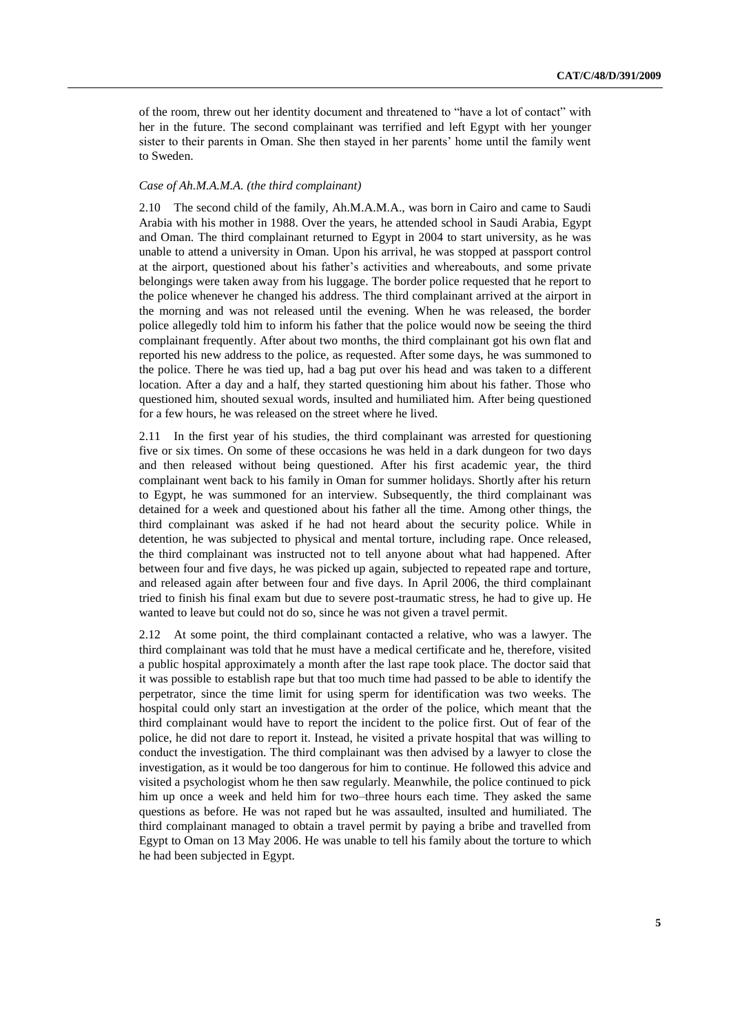of the room, threw out her identity document and threatened to "have a lot of contact" with her in the future. The second complainant was terrified and left Egypt with her younger sister to their parents in Oman. She then stayed in her parents' home until the family went to Sweden.

*Case of Ah.M.A.M.A. (the third complainant)*

2.10 The second child of the family, Ah.M.A.M.A., was born in Cairo and came to Saudi Arabia with his mother in 1988. Over the years, he attended school in Saudi Arabia, Egypt and Oman. The third complainant returned to Egypt in 2004 to start university, as he was unable to attend a university in Oman. Upon his arrival, he was stopped at passport control at the airport, questioned about his father's activities and whereabouts, and some private belongings were taken away from his luggage. The border police requested that he report to the police whenever he changed his address. The third complainant arrived at the airport in the morning and was not released until the evening. When he was released, the border police allegedly told him to inform his father that the police would now be seeing the third complainant frequently. After about two months, the third complainant got his own flat and reported his new address to the police, as requested. After some days, he was summoned to the police. There he was tied up, had a bag put over his head and was taken to a different location. After a day and a half, they started questioning him about his father. Those who questioned him, shouted sexual words, insulted and humiliated him. After being questioned for a few hours, he was released on the street where he lived.

2.11 In the first year of his studies, the third complainant was arrested for questioning five or six times. On some of these occasions he was held in a dark dungeon for two days and then released without being questioned. After his first academic year, the third complainant went back to his family in Oman for summer holidays. Shortly after his return to Egypt, he was summoned for an interview. Subsequently, the third complainant was detained for a week and questioned about his father all the time. Among other things, the third complainant was asked if he had not heard about the security police. While in detention, he was subjected to physical and mental torture, including rape. Once released, the third complainant was instructed not to tell anyone about what had happened. After between four and five days, he was picked up again, subjected to repeated rape and torture, and released again after between four and five days. In April 2006, the third complainant tried to finish his final exam but due to severe post-traumatic stress, he had to give up. He wanted to leave but could not do so, since he was not given a travel permit.

2.12 At some point, the third complainant contacted a relative, who was a lawyer. The third complainant was told that he must have a medical certificate and he, therefore, visited a public hospital approximately a month after the last rape took place. The doctor said that it was possible to establish rape but that too much time had passed to be able to identify the perpetrator, since the time limit for using sperm for identification was two weeks. The hospital could only start an investigation at the order of the police, which meant that the third complainant would have to report the incident to the police first. Out of fear of the police, he did not dare to report it. Instead, he visited a private hospital that was willing to conduct the investigation. The third complainant was then advised by a lawyer to close the investigation, as it would be too dangerous for him to continue. He followed this advice and visited a psychologist whom he then saw regularly. Meanwhile, the police continued to pick him up once a week and held him for two–three hours each time. They asked the same questions as before. He was not raped but he was assaulted, insulted and humiliated. The third complainant managed to obtain a travel permit by paying a bribe and travelled from Egypt to Oman on 13 May 2006. He was unable to tell his family about the torture to which he had been subjected in Egypt.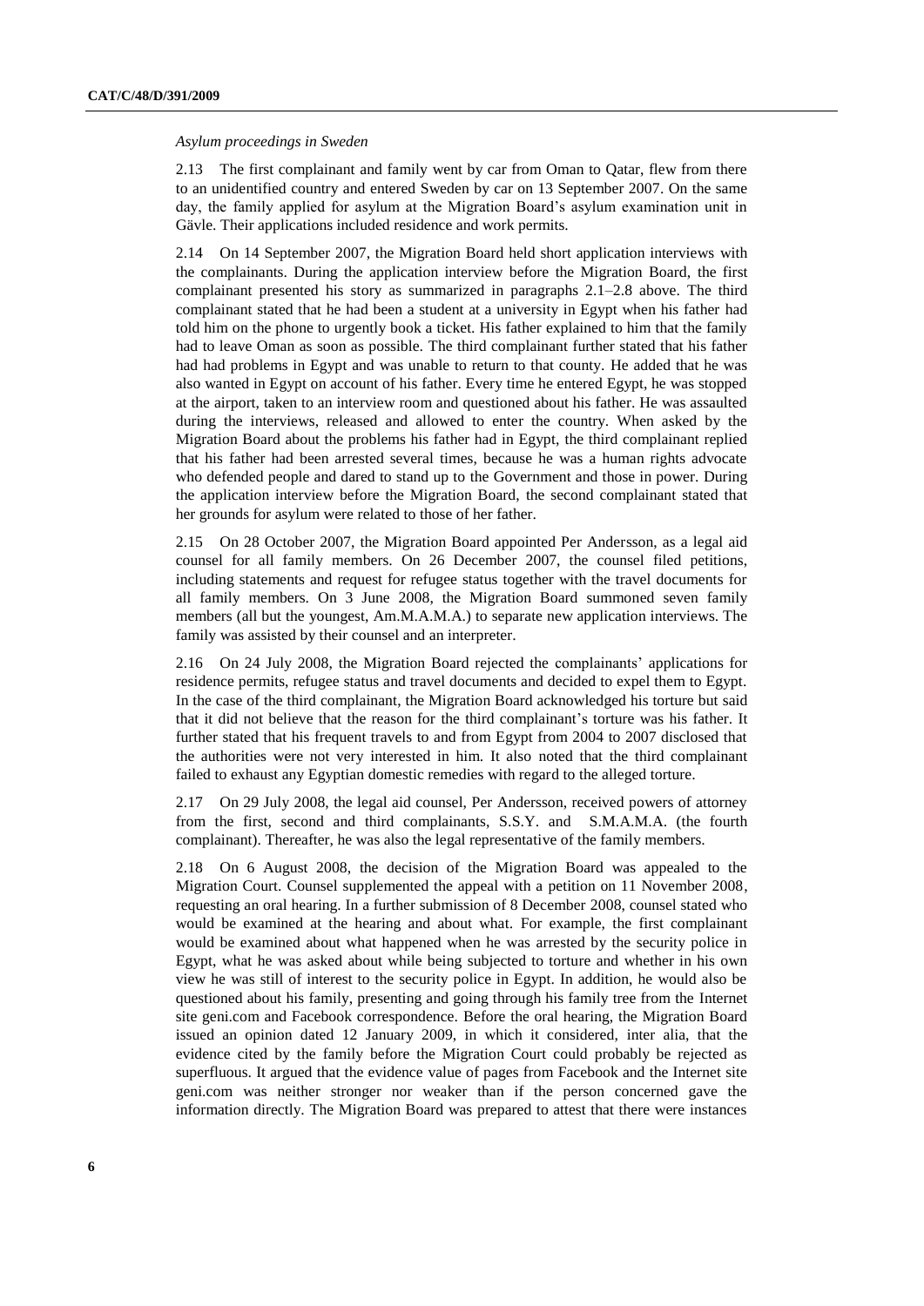*Asylum proceedings in Sweden*

2.13 The first complainant and family went by car from Oman to Qatar, flew from there to an unidentified country and entered Sweden by car on 13 September 2007. On the same day, the family applied for asylum at the Migration Board's asylum examination unit in Gävle. Their applications included residence and work permits.

2.14 On 14 September 2007, the Migration Board held short application interviews with the complainants. During the application interview before the Migration Board, the first complainant presented his story as summarized in paragraphs 2.1–2.8 above. The third complainant stated that he had been a student at a university in Egypt when his father had told him on the phone to urgently book a ticket. His father explained to him that the family had to leave Oman as soon as possible. The third complainant further stated that his father had had problems in Egypt and was unable to return to that county. He added that he was also wanted in Egypt on account of his father. Every time he entered Egypt, he was stopped at the airport, taken to an interview room and questioned about his father. He was assaulted during the interviews, released and allowed to enter the country. When asked by the Migration Board about the problems his father had in Egypt, the third complainant replied that his father had been arrested several times, because he was a human rights advocate who defended people and dared to stand up to the Government and those in power. During the application interview before the Migration Board, the second complainant stated that her grounds for asylum were related to those of her father.

2.15 On 28 October 2007, the Migration Board appointed Per Andersson, as a legal aid counsel for all family members. On 26 December 2007, the counsel filed petitions, including statements and request for refugee status together with the travel documents for all family members. On 3 June 2008, the Migration Board summoned seven family members (all but the youngest, Am.M.A.M.A.) to separate new application interviews. The family was assisted by their counsel and an interpreter.

2.16 On 24 July 2008, the Migration Board rejected the complainants' applications for residence permits, refugee status and travel documents and decided to expel them to Egypt. In the case of the third complainant, the Migration Board acknowledged his torture but said that it did not believe that the reason for the third complainant's torture was his father. It further stated that his frequent travels to and from Egypt from 2004 to 2007 disclosed that the authorities were not very interested in him. It also noted that the third complainant failed to exhaust any Egyptian domestic remedies with regard to the alleged torture.

2.17 On 29 July 2008, the legal aid counsel, Per Andersson, received powers of attorney from the first, second and third complainants, S.S.Y. and S.M.A.M.A. (the fourth complainant). Thereafter, he was also the legal representative of the family members.

2.18 On 6 August 2008, the decision of the Migration Board was appealed to the Migration Court. Counsel supplemented the appeal with a petition on 11 November 2008, requesting an oral hearing. In a further submission of 8 December 2008, counsel stated who would be examined at the hearing and about what. For example, the first complainant would be examined about what happened when he was arrested by the security police in Egypt, what he was asked about while being subjected to torture and whether in his own view he was still of interest to the security police in Egypt. In addition, he would also be questioned about his family, presenting and going through his family tree from the Internet site geni.com and Facebook correspondence. Before the oral hearing, the Migration Board issued an opinion dated 12 January 2009, in which it considered, inter alia, that the evidence cited by the family before the Migration Court could probably be rejected as superfluous. It argued that the evidence value of pages from Facebook and the Internet site geni.com was neither stronger nor weaker than if the person concerned gave the information directly. The Migration Board was prepared to attest that there were instances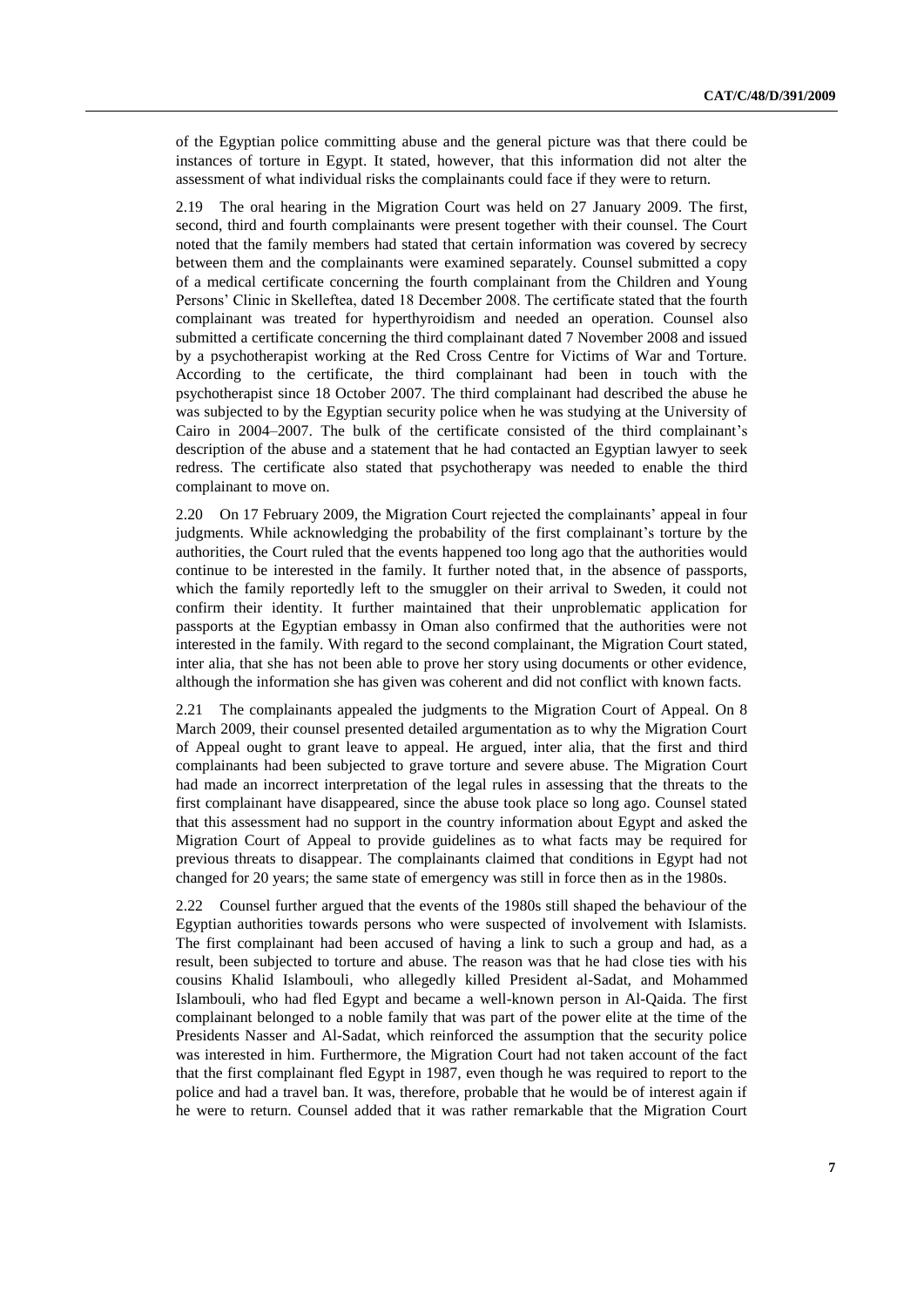of the Egyptian police committing abuse and the general picture was that there could be instances of torture in Egypt. It stated, however, that this information did not alter the assessment of what individual risks the complainants could face if they were to return.

2.19 The oral hearing in the Migration Court was held on 27 January 2009. The first, second, third and fourth complainants were present together with their counsel. The Court noted that the family members had stated that certain information was covered by secrecy between them and the complainants were examined separately. Counsel submitted a copy of a medical certificate concerning the fourth complainant from the Children and Young Persons' Clinic in Skelleftea, dated 18 December 2008. The certificate stated that the fourth complainant was treated for hyperthyroidism and needed an operation. Counsel also submitted a certificate concerning the third complainant dated 7 November 2008 and issued by a psychotherapist working at the Red Cross Centre for Victims of War and Torture. According to the certificate, the third complainant had been in touch with the psychotherapist since 18 October 2007. The third complainant had described the abuse he was subjected to by the Egyptian security police when he was studying at the University of Cairo in 2004–2007. The bulk of the certificate consisted of the third complainant's description of the abuse and a statement that he had contacted an Egyptian lawyer to seek redress. The certificate also stated that psychotherapy was needed to enable the third complainant to move on.

2.20 On 17 February 2009, the Migration Court rejected the complainants' appeal in four judgments. While acknowledging the probability of the first complainant's torture by the authorities, the Court ruled that the events happened too long ago that the authorities would continue to be interested in the family. It further noted that, in the absence of passports, which the family reportedly left to the smuggler on their arrival to Sweden, it could not confirm their identity. It further maintained that their unproblematic application for passports at the Egyptian embassy in Oman also confirmed that the authorities were not interested in the family. With regard to the second complainant, the Migration Court stated, inter alia, that she has not been able to prove her story using documents or other evidence, although the information she has given was coherent and did not conflict with known facts.

2.21 The complainants appealed the judgments to the Migration Court of Appeal. On 8 March 2009, their counsel presented detailed argumentation as to why the Migration Court of Appeal ought to grant leave to appeal. He argued, inter alia, that the first and third complainants had been subjected to grave torture and severe abuse. The Migration Court had made an incorrect interpretation of the legal rules in assessing that the threats to the first complainant have disappeared, since the abuse took place so long ago. Counsel stated that this assessment had no support in the country information about Egypt and asked the Migration Court of Appeal to provide guidelines as to what facts may be required for previous threats to disappear. The complainants claimed that conditions in Egypt had not changed for 20 years; the same state of emergency was still in force then as in the 1980s.

2.22 Counsel further argued that the events of the 1980s still shaped the behaviour of the Egyptian authorities towards persons who were suspected of involvement with Islamists. The first complainant had been accused of having a link to such a group and had, as a result, been subjected to torture and abuse. The reason was that he had close ties with his cousins Khalid Islambouli, who allegedly killed President al-Sadat, and Mohammed Islambouli, who had fled Egypt and became a well-known person in Al-Qaida. The first complainant belonged to a noble family that was part of the power elite at the time of the Presidents Nasser and Al-Sadat, which reinforced the assumption that the security police was interested in him. Furthermore, the Migration Court had not taken account of the fact that the first complainant fled Egypt in 1987, even though he was required to report to the police and had a travel ban. It was, therefore, probable that he would be of interest again if he were to return. Counsel added that it was rather remarkable that the Migration Court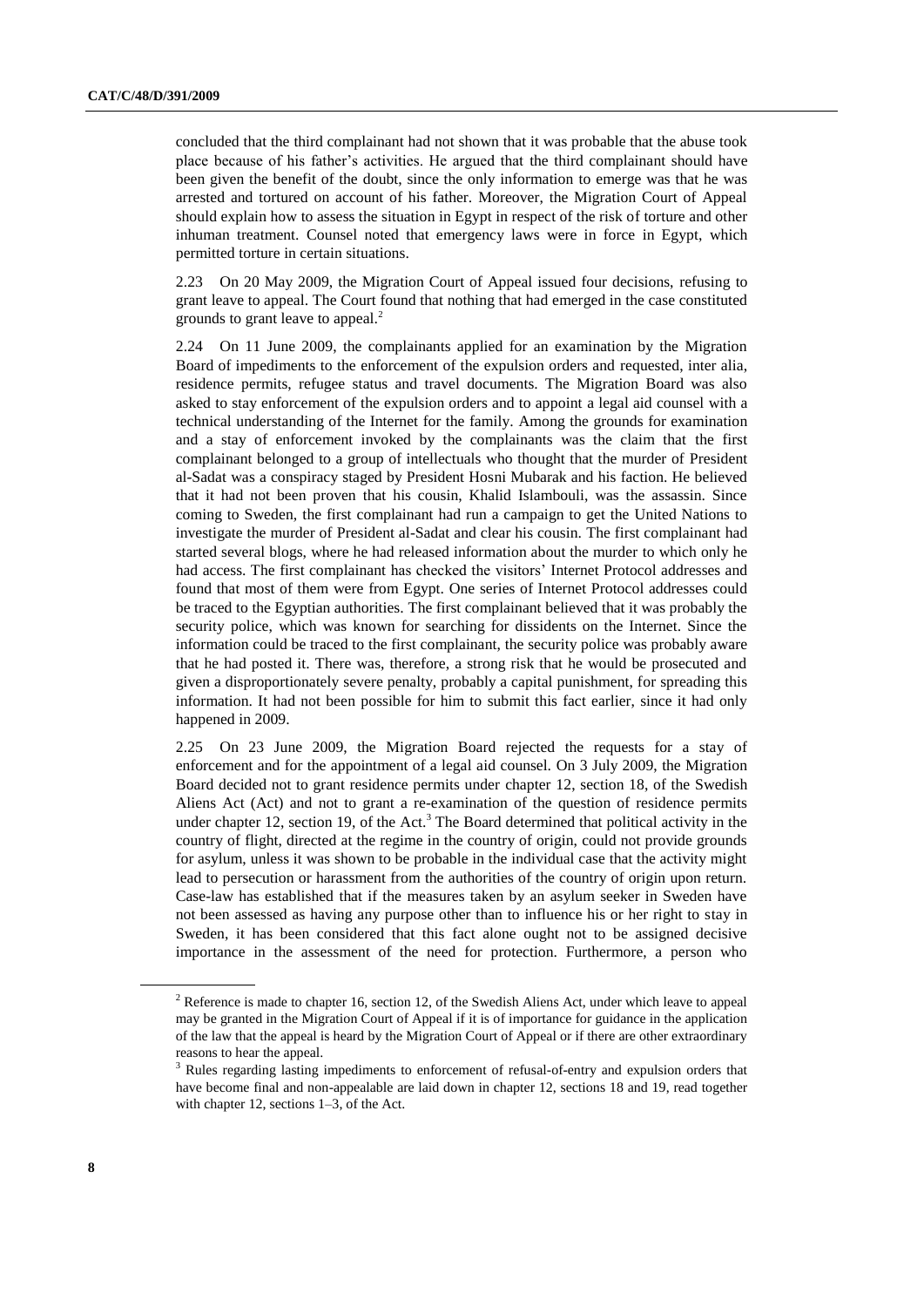concluded that the third complainant had not shown that it was probable that the abuse took place because of his father's activities. He argued that the third complainant should have been given the benefit of the doubt, since the only information to emerge was that he was arrested and tortured on account of his father. Moreover, the Migration Court of Appeal should explain how to assess the situation in Egypt in respect of the risk of torture and other inhuman treatment. Counsel noted that emergency laws were in force in Egypt, which permitted torture in certain situations.

2.23 On 20 May 2009, the Migration Court of Appeal issued four decisions, refusing to grant leave to appeal. The Court found that nothing that had emerged in the case constituted grounds to grant leave to appeal.[2]

2.24 On 11 June 2009, the complainants applied for an examination by the Migration Board of impediments to the enforcement of the expulsion orders and requested, inter alia, residence permits, refugee status and travel documents. The Migration Board was also asked to stay enforcement of the expulsion orders and to appoint a legal aid counsel with a technical understanding of the Internet for the family. Among the grounds for examination and a stay of enforcement invoked by the complainants was the claim that the first complainant belonged to a group of intellectuals who thought that the murder of President al-Sadat was a conspiracy staged by President Hosni Mubarak and his faction. He believed that it had not been proven that his cousin, Khalid Islambouli, was the assassin. Since coming to Sweden, the first complainant had run a campaign to get the United Nations to investigate the murder of President al-Sadat and clear his cousin. The first complainant had started several blogs, where he had released information about the murder to which only he had access. The first complainant has checked the visitors' Internet Protocol addresses and found that most of them were from Egypt. One series of Internet Protocol addresses could be traced to the Egyptian authorities. The first complainant believed that it was probably the security police, which was known for searching for dissidents on the Internet. Since the information could be traced to the first complainant, the security police was probably aware that he had posted it. There was, therefore, a strong risk that he would be prosecuted and given a disproportionately severe penalty, probably a capital punishment, for spreading this information. It had not been possible for him to submit this fact earlier, since it had only happened in 2009.

2.25 On 23 June 2009, the Migration Board rejected the requests for a stay of enforcement and for the appointment of a legal aid counsel. On 3 July 2009, the Migration Board decided not to grant residence permits under chapter 12, section 18, of the Swedish Aliens Act (Act) and not to grant a re-examination of the question of residence permits under chapter 12, section 19, of the Act.[3] The Board determined that political activity in the country of flight, directed at the regime in the country of origin, could not provide grounds for asylum, unless it was shown to be probable in the individual case that the activity might lead to persecution or harassment from the authorities of the country of origin upon return. Case-law has established that if the measures taken by an asylum seeker in Sweden have not been assessed as having any purpose other than to influence his or her right to stay in Sweden, it has been considered that this fact alone ought not to be assigned decisive importance in the assessment of the need for protection. Furthermore, a person who

---

[2] Reference is made to chapter 16, section 12, of the Swedish Aliens Act, under which leave to appeal may be granted in the Migration Court of Appeal if it is of importance for guidance in the application of the law that the appeal is heard by the Migration Court of Appeal or if there are other extraordinary reasons to hear the appeal.

[3] Rules regarding lasting impediments to enforcement of refusal-of-entry and expulsion orders that have become final and non-appealable are laid down in chapter 12, sections 18 and 19, read together with chapter 12, sections 1–3, of the Act.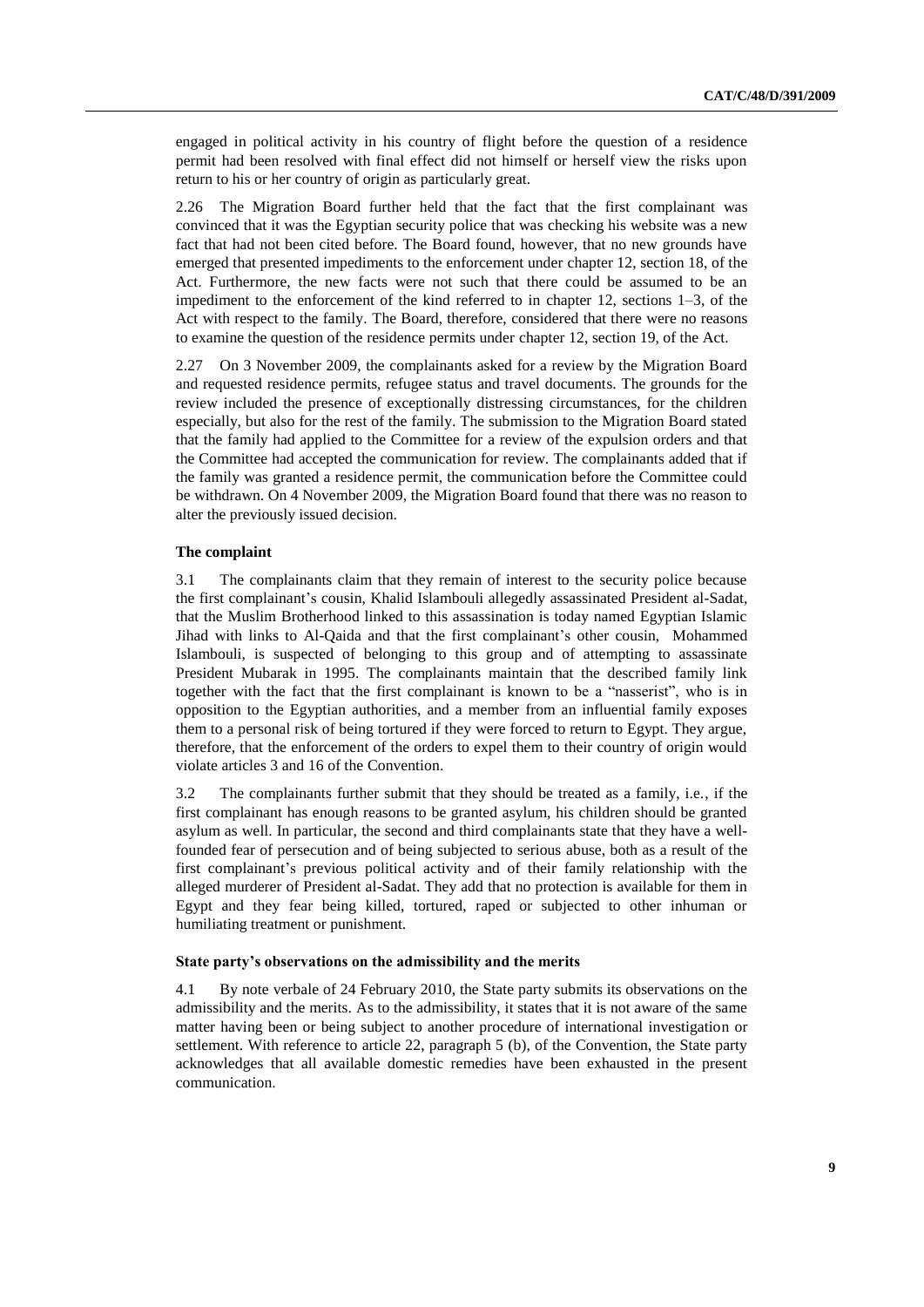engaged in political activity in his country of flight before the question of a residence permit had been resolved with final effect did not himself or herself view the risks upon return to his or her country of origin as particularly great.

2.26 The Migration Board further held that the fact that the first complainant was convinced that it was the Egyptian security police that was checking his website was a new fact that had not been cited before. The Board found, however, that no new grounds have emerged that presented impediments to the enforcement under chapter 12, section 18, of the Act. Furthermore, the new facts were not such that there could be assumed to be an impediment to the enforcement of the kind referred to in chapter 12, sections 1–3, of the Act with respect to the family. The Board, therefore, considered that there were no reasons to examine the question of the residence permits under chapter 12, section 19, of the Act.

2.27 On 3 November 2009, the complainants asked for a review by the Migration Board and requested residence permits, refugee status and travel documents. The grounds for the review included the presence of exceptionally distressing circumstances, for the children especially, but also for the rest of the family. The submission to the Migration Board stated that the family had applied to the Committee for a review of the expulsion orders and that the Committee had accepted the communication for review. The complainants added that if the family was granted a residence permit, the communication before the Committee could be withdrawn. On 4 November 2009, the Migration Board found that there was no reason to alter the previously issued decision.

### The complaint

3.1 The complainants claim that they remain of interest to the security police because the first complainant's cousin, Khalid Islambouli allegedly assassinated President al-Sadat, that the Muslim Brotherhood linked to this assassination is today named Egyptian Islamic Jihad with links to Al-Qaida and that the first complainant's other cousin, Mohammed Islambouli, is suspected of belonging to this group and of attempting to assassinate President Mubarak in 1995. The complainants maintain that the described family link together with the fact that the first complainant is known to be a "nasserist", who is in opposition to the Egyptian authorities, and a member from an influential family exposes them to a personal risk of being tortured if they were forced to return to Egypt. They argue, therefore, that the enforcement of the orders to expel them to their country of origin would violate articles 3 and 16 of the Convention.

3.2 The complainants further submit that they should be treated as a family, i.e., if the first complainant has enough reasons to be granted asylum, his children should be granted asylum as well. In particular, the second and third complainants state that they have a well-founded fear of persecution and of being subjected to serious abuse, both as a result of the first complainant's previous political activity and of their family relationship with the alleged murderer of President al-Sadat. They add that no protection is available for them in Egypt and they fear being killed, tortured, raped or subjected to other inhuman or humiliating treatment or punishment.

### State party's observations on the admissibility and the merits

4.1 By note verbale of 24 February 2010, the State party submits its observations on the admissibility and the merits. As to the admissibility, it states that it is not aware of the same matter having been or being subject to another procedure of international investigation or settlement. With reference to article 22, paragraph 5 (b), of the Convention, the State party acknowledges that all available domestic remedies have been exhausted in the present communication.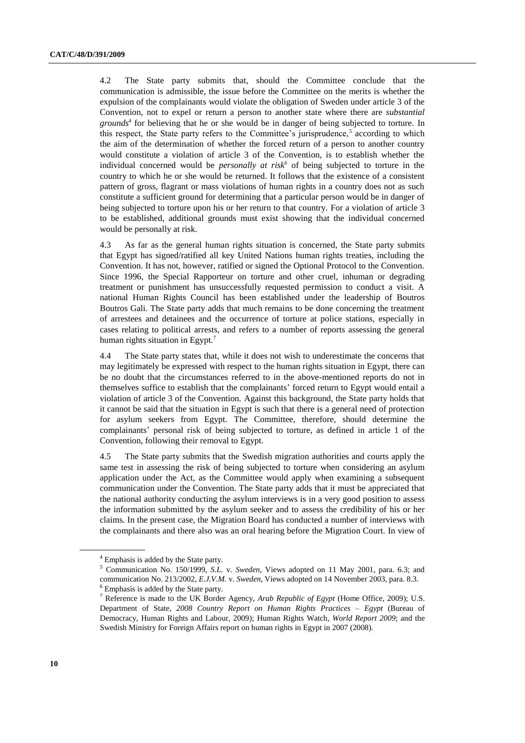4.2 The State party submits that, should the Committee conclude that the communication is admissible, the issue before the Committee on the merits is whether the expulsion of the complainants would violate the obligation of Sweden under article 3 of the Convention, not to expel or return a person to another state where there are *substantial grounds*[4] for believing that he or she would be in danger of being subjected to torture. In this respect, the State party refers to the Committee's jurisprudence,[5] according to which the aim of the determination of whether the forced return of a person to another country would constitute a violation of article 3 of the Convention, is to establish whether the individual concerned would be *personally at risk*[6] of being subjected to torture in the country to which he or she would be returned. It follows that the existence of a consistent pattern of gross, flagrant or mass violations of human rights in a country does not as such constitute a sufficient ground for determining that a particular person would be in danger of being subjected to torture upon his or her return to that country. For a violation of article 3 to be established, additional grounds must exist showing that the individual concerned would be personally at risk.

4.3 As far as the general human rights situation is concerned, the State party submits that Egypt has signed/ratified all key United Nations human rights treaties, including the Convention. It has not, however, ratified or signed the Optional Protocol to the Convention. Since 1996, the Special Rapporteur on torture and other cruel, inhuman or degrading treatment or punishment has unsuccessfully requested permission to conduct a visit. A national Human Rights Council has been established under the leadership of Boutros Boutros Gali. The State party adds that much remains to be done concerning the treatment of arrestees and detainees and the occurrence of torture at police stations, especially in cases relating to political arrests, and refers to a number of reports assessing the general human rights situation in Egypt.[7]

4.4 The State party states that, while it does not wish to underestimate the concerns that may legitimately be expressed with respect to the human rights situation in Egypt, there can be no doubt that the circumstances referred to in the above-mentioned reports do not in themselves suffice to establish that the complainants' forced return to Egypt would entail a violation of article 3 of the Convention. Against this background, the State party holds that it cannot be said that the situation in Egypt is such that there is a general need of protection for asylum seekers from Egypt. The Committee, therefore, should determine the complainants' personal risk of being subjected to torture, as defined in article 1 of the Convention, following their removal to Egypt.

4.5 The State party submits that the Swedish migration authorities and courts apply the same test in assessing the risk of being subjected to torture when considering an asylum application under the Act, as the Committee would apply when examining a subsequent communication under the Convention. The State party adds that it must be appreciated that the national authority conducting the asylum interviews is in a very good position to assess the information submitted by the asylum seeker and to assess the credibility of his or her claims. In the present case, the Migration Board has conducted a number of interviews with the complainants and there also was an oral hearing before the Migration Court. In view of

---

[4] Emphasis is added by the State party.

[5] Communication No. 150/1999, *S.L.* v. *Sweden*, Views adopted on 11 May 2001, para. 6.3; and communication No. 213/2002, *E.J.V.M.* v. *Sweden*, Views adopted on 14 November 2003, para. 8.3.

[6] Emphasis is added by the State party.

[7] Reference is made to the UK Border Agency, *Arab Republic of Egypt* (Home Office, 2009); U.S. Department of State, *2008 Country Report on Human Rights Practices – Egypt* (Bureau of Democracy, Human Rights and Labour, 2009); Human Rights Watch, *World Report 2009*; and the Swedish Ministry for Foreign Affairs report on human rights in Egypt in 2007 (2008).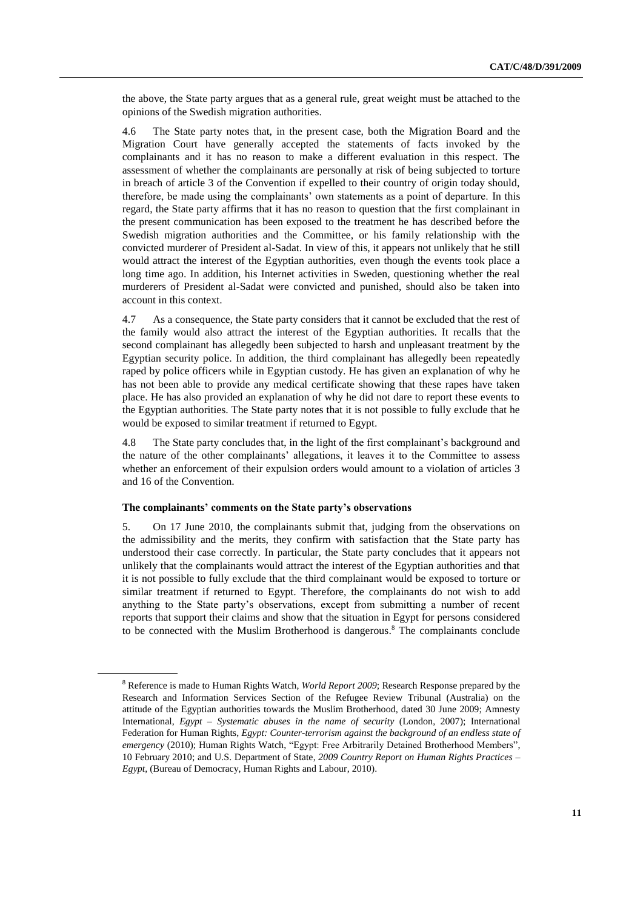the above, the State party argues that as a general rule, great weight must be attached to the opinions of the Swedish migration authorities.

4.6 The State party notes that, in the present case, both the Migration Board and the Migration Court have generally accepted the statements of facts invoked by the complainants and it has no reason to make a different evaluation in this respect. The assessment of whether the complainants are personally at risk of being subjected to torture in breach of article 3 of the Convention if expelled to their country of origin today should, therefore, be made using the complainants' own statements as a point of departure. In this regard, the State party affirms that it has no reason to question that the first complainant in the present communication has been exposed to the treatment he has described before the Swedish migration authorities and the Committee, or his family relationship with the convicted murderer of President al-Sadat. In view of this, it appears not unlikely that he still would attract the interest of the Egyptian authorities, even though the events took place a long time ago. In addition, his Internet activities in Sweden, questioning whether the real murderers of President al-Sadat were convicted and punished, should also be taken into account in this context.

4.7 As a consequence, the State party considers that it cannot be excluded that the rest of the family would also attract the interest of the Egyptian authorities. It recalls that the second complainant has allegedly been subjected to harsh and unpleasant treatment by the Egyptian security police. In addition, the third complainant has allegedly been repeatedly raped by police officers while in Egyptian custody. He has given an explanation of why he has not been able to provide any medical certificate showing that these rapes have taken place. He has also provided an explanation of why he did not dare to report these events to the Egyptian authorities. The State party notes that it is not possible to fully exclude that he would be exposed to similar treatment if returned to Egypt.

4.8 The State party concludes that, in the light of the first complainant's background and the nature of the other complainants' allegations, it leaves it to the Committee to assess whether an enforcement of their expulsion orders would amount to a violation of articles 3 and 16 of the Convention.

### The complainants' comments on the State party's observations

5. On 17 June 2010, the complainants submit that, judging from the observations on the admissibility and the merits, they confirm with satisfaction that the State party has understood their case correctly. In particular, the State party concludes that it appears not unlikely that the complainants would attract the interest of the Egyptian authorities and that it is not possible to fully exclude that the third complainant would be exposed to torture or similar treatment if returned to Egypt. Therefore, the complainants do not wish to add anything to the State party's observations, except from submitting a number of recent reports that support their claims and show that the situation in Egypt for persons considered to be connected with the Muslim Brotherhood is dangerous.[8] The complainants conclude

---

[8] Reference is made to Human Rights Watch, *World Report 2009*; Research Response prepared by the Research and Information Services Section of the Refugee Review Tribunal (Australia) on the attitude of the Egyptian authorities towards the Muslim Brotherhood, dated 30 June 2009; Amnesty International, *Egypt – Systematic abuses in the name of security* (London, 2007); International Federation for Human Rights, *Egypt: Counter-terrorism against the background of an endless state of emergency* (2010); Human Rights Watch, "Egypt: Free Arbitrarily Detained Brotherhood Members", 10 February 2010; and U.S. Department of State, *2009 Country Report on Human Rights Practices – Egypt*, (Bureau of Democracy, Human Rights and Labour, 2010).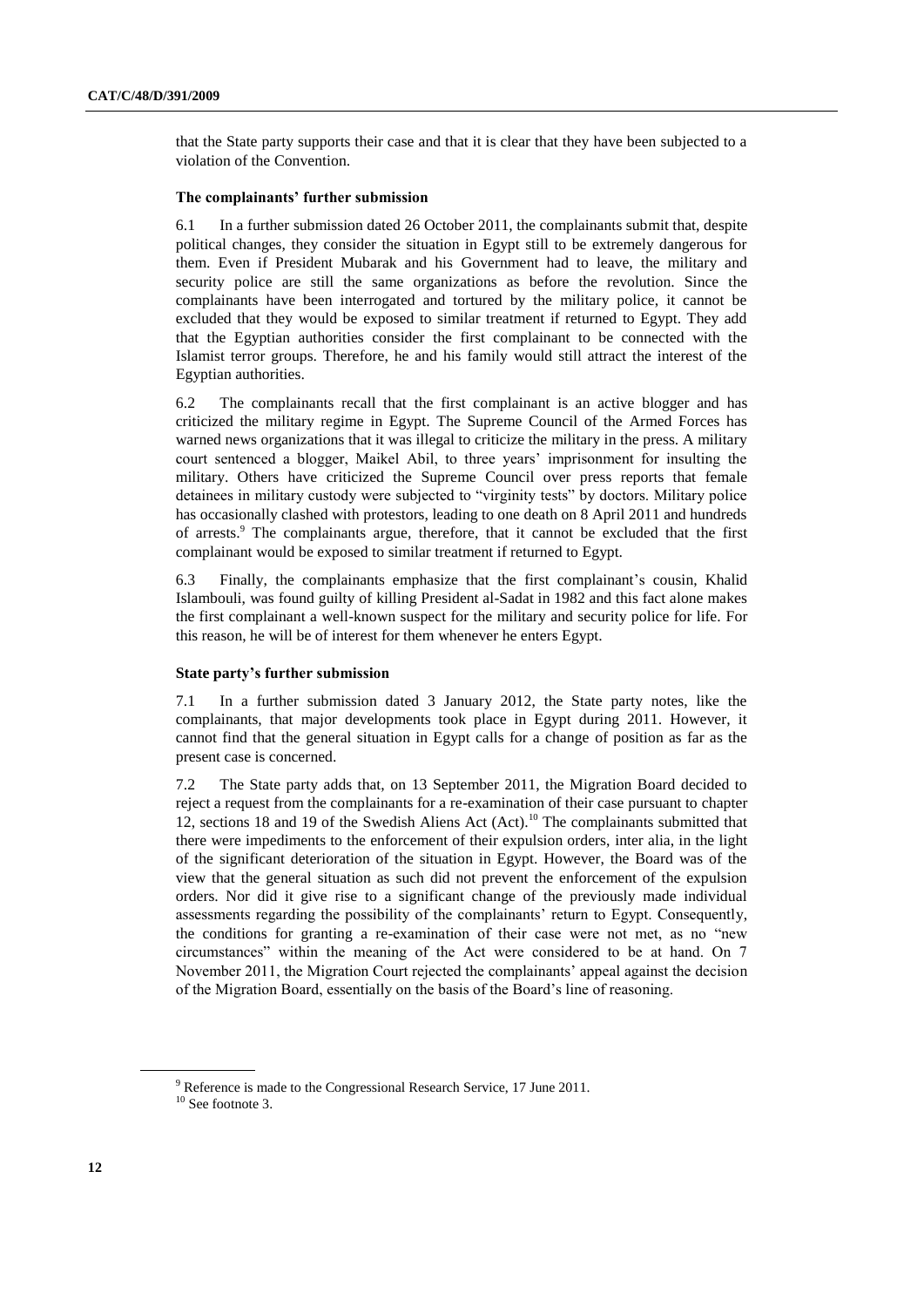that the State party supports their case and that it is clear that they have been subjected to a violation of the Convention.

### The complainants' further submission

6.1 In a further submission dated 26 October 2011, the complainants submit that, despite political changes, they consider the situation in Egypt still to be extremely dangerous for them. Even if President Mubarak and his Government had to leave, the military and security police are still the same organizations as before the revolution. Since the complainants have been interrogated and tortured by the military police, it cannot be excluded that they would be exposed to similar treatment if returned to Egypt. They add that the Egyptian authorities consider the first complainant to be connected with the Islamist terror groups. Therefore, he and his family would still attract the interest of the Egyptian authorities.

6.2 The complainants recall that the first complainant is an active blogger and has criticized the military regime in Egypt. The Supreme Council of the Armed Forces has warned news organizations that it was illegal to criticize the military in the press. A military court sentenced a blogger, Maikel Abil, to three years' imprisonment for insulting the military. Others have criticized the Supreme Council over press reports that female detainees in military custody were subjected to "virginity tests" by doctors. Military police has occasionally clashed with protestors, leading to one death on 8 April 2011 and hundreds of arrests.[9] The complainants argue, therefore, that it cannot be excluded that the first complainant would be exposed to similar treatment if returned to Egypt.

6.3 Finally, the complainants emphasize that the first complainant's cousin, Khalid Islambouli, was found guilty of killing President al-Sadat in 1982 and this fact alone makes the first complainant a well-known suspect for the military and security police for life. For this reason, he will be of interest for them whenever he enters Egypt.

### State party's further submission

7.1 In a further submission dated 3 January 2012, the State party notes, like the complainants, that major developments took place in Egypt during 2011. However, it cannot find that the general situation in Egypt calls for a change of position as far as the present case is concerned.

7.2 The State party adds that, on 13 September 2011, the Migration Board decided to reject a request from the complainants for a re-examination of their case pursuant to chapter 12, sections 18 and 19 of the Swedish Aliens Act (Act).[10] The complainants submitted that there were impediments to the enforcement of their expulsion orders, inter alia, in the light of the significant deterioration of the situation in Egypt. However, the Board was of the view that the general situation as such did not prevent the enforcement of the expulsion orders. Nor did it give rise to a significant change of the previously made individual assessments regarding the possibility of the complainants' return to Egypt. Consequently, the conditions for granting a re-examination of their case were not met, as no "new circumstances" within the meaning of the Act were considered to be at hand. On 7 November 2011, the Migration Court rejected the complainants' appeal against the decision of the Migration Board, essentially on the basis of the Board's line of reasoning.

---

[9] Reference is made to the Congressional Research Service, 17 June 2011.

[10] See footnote 3.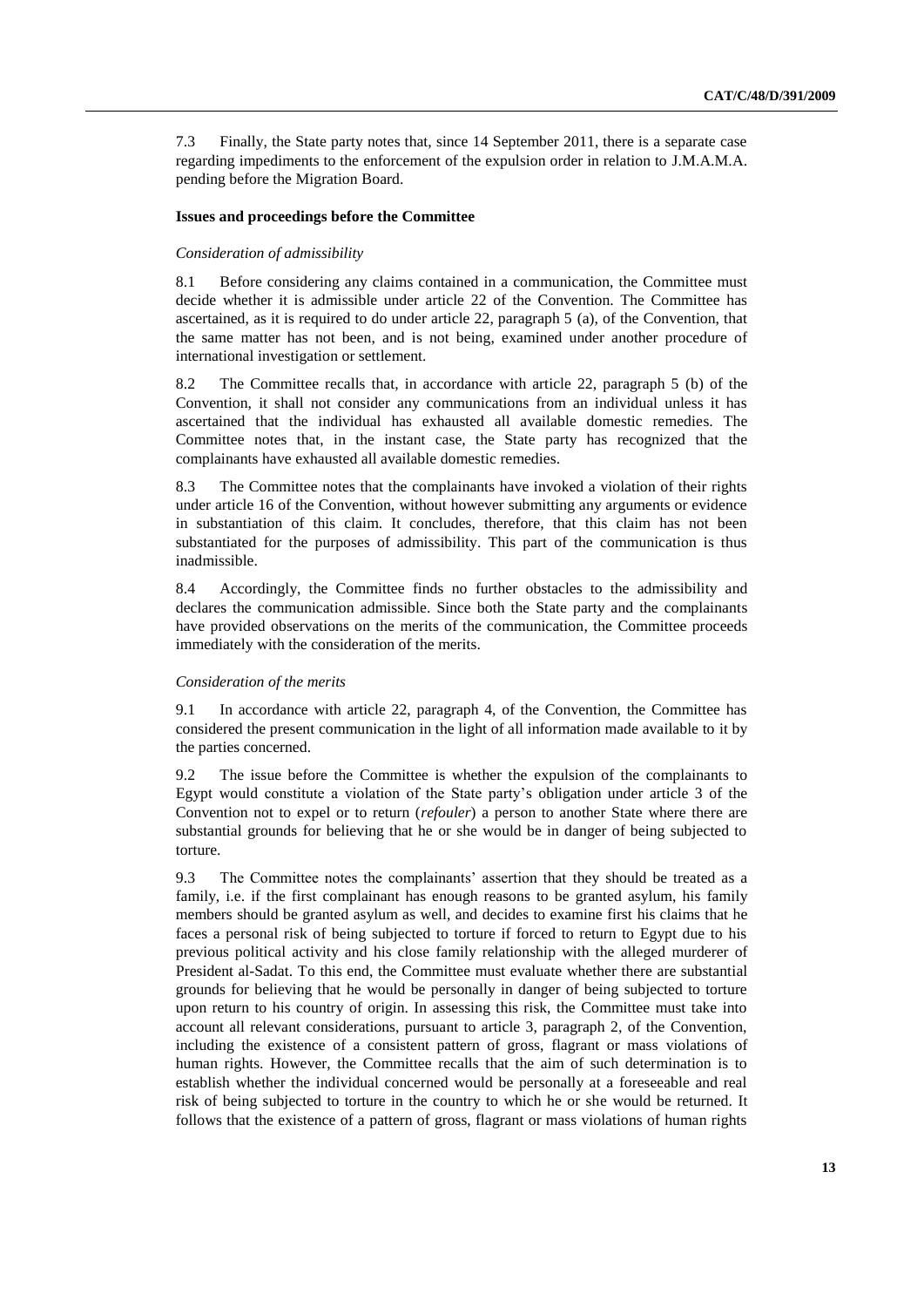7.3 Finally, the State party notes that, since 14 September 2011, there is a separate case regarding impediments to the enforcement of the expulsion order in relation to J.M.A.M.A. pending before the Migration Board.

### Issues and proceedings before the Committee

*Consideration of admissibility*

8.1 Before considering any claims contained in a communication, the Committee must decide whether it is admissible under article 22 of the Convention. The Committee has ascertained, as it is required to do under article 22, paragraph 5 (a), of the Convention, that the same matter has not been, and is not being, examined under another procedure of international investigation or settlement.

8.2 The Committee recalls that, in accordance with article 22, paragraph 5 (b) of the Convention, it shall not consider any communications from an individual unless it has ascertained that the individual has exhausted all available domestic remedies. The Committee notes that, in the instant case, the State party has recognized that the complainants have exhausted all available domestic remedies.

8.3 The Committee notes that the complainants have invoked a violation of their rights under article 16 of the Convention, without however submitting any arguments or evidence in substantiation of this claim. It concludes, therefore, that this claim has not been substantiated for the purposes of admissibility. This part of the communication is thus inadmissible.

8.4 Accordingly, the Committee finds no further obstacles to the admissibility and declares the communication admissible. Since both the State party and the complainants have provided observations on the merits of the communication, the Committee proceeds immediately with the consideration of the merits.

*Consideration of the merits*

9.1 In accordance with article 22, paragraph 4, of the Convention, the Committee has considered the present communication in the light of all information made available to it by the parties concerned.

9.2 The issue before the Committee is whether the expulsion of the complainants to Egypt would constitute a violation of the State party's obligation under article 3 of the Convention not to expel or to return (*refouler*) a person to another State where there are substantial grounds for believing that he or she would be in danger of being subjected to torture.

9.3 The Committee notes the complainants' assertion that they should be treated as a family, i.e. if the first complainant has enough reasons to be granted asylum, his family members should be granted asylum as well, and decides to examine first his claims that he faces a personal risk of being subjected to torture if forced to return to Egypt due to his previous political activity and his close family relationship with the alleged murderer of President al-Sadat. To this end, the Committee must evaluate whether there are substantial grounds for believing that he would be personally in danger of being subjected to torture upon return to his country of origin. In assessing this risk, the Committee must take into account all relevant considerations, pursuant to article 3, paragraph 2, of the Convention, including the existence of a consistent pattern of gross, flagrant or mass violations of human rights. However, the Committee recalls that the aim of such determination is to establish whether the individual concerned would be personally at a foreseeable and real risk of being subjected to torture in the country to which he or she would be returned. It follows that the existence of a pattern of gross, flagrant or mass violations of human rights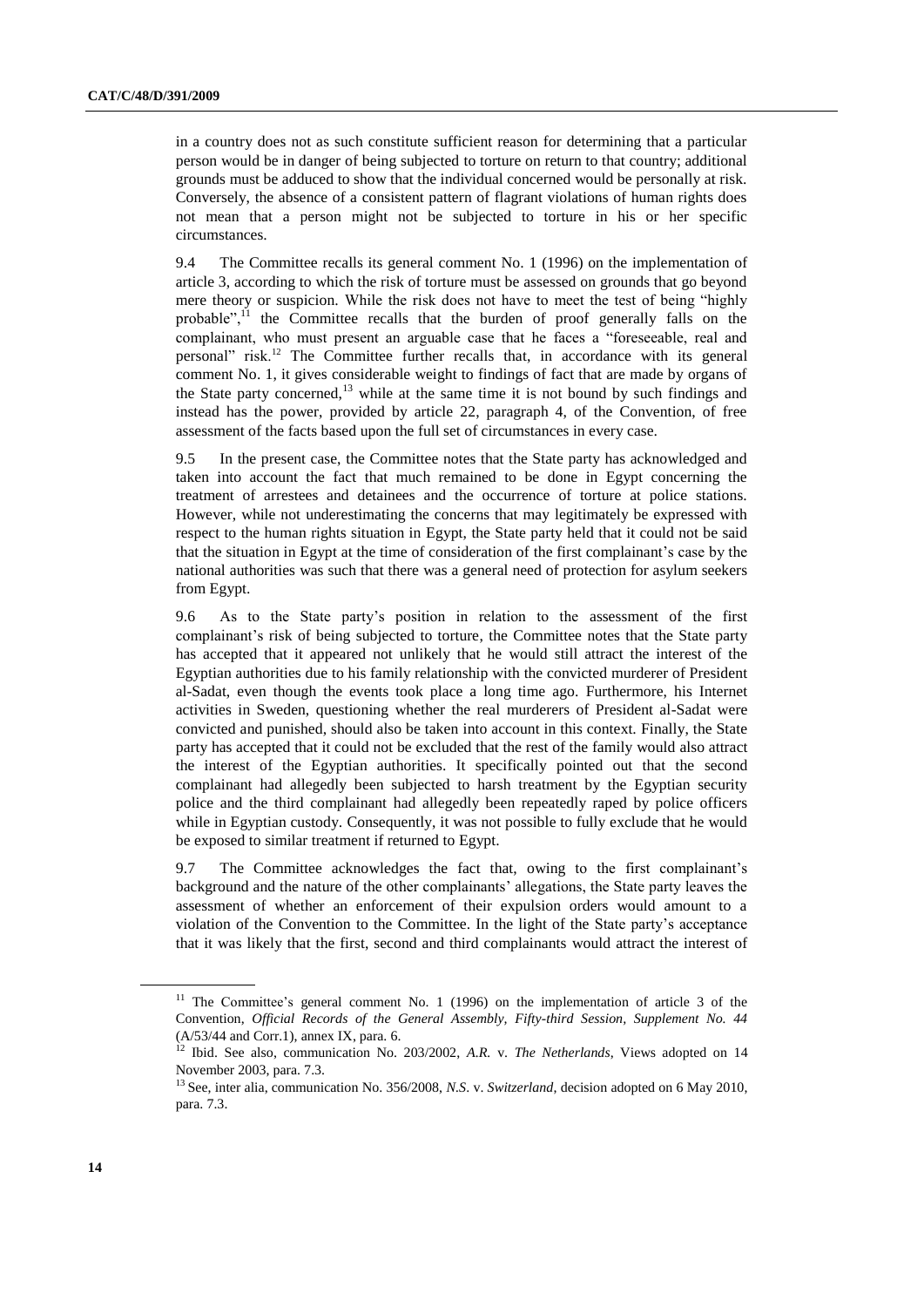in a country does not as such constitute sufficient reason for determining that a particular person would be in danger of being subjected to torture on return to that country; additional grounds must be adduced to show that the individual concerned would be personally at risk. Conversely, the absence of a consistent pattern of flagrant violations of human rights does not mean that a person might not be subjected to torture in his or her specific circumstances.

9.4 The Committee recalls its general comment No. 1 (1996) on the implementation of article 3, according to which the risk of torture must be assessed on grounds that go beyond mere theory or suspicion. While the risk does not have to meet the test of being "highly probable",[11] the Committee recalls that the burden of proof generally falls on the complainant, who must present an arguable case that he faces a "foreseeable, real and personal" risk.[12] The Committee further recalls that, in accordance with its general comment No. 1, it gives considerable weight to findings of fact that are made by organs of the State party concerned,[13] while at the same time it is not bound by such findings and instead has the power, provided by article 22, paragraph 4, of the Convention, of free assessment of the facts based upon the full set of circumstances in every case.

9.5 In the present case, the Committee notes that the State party has acknowledged and taken into account the fact that much remained to be done in Egypt concerning the treatment of arrestees and detainees and the occurrence of torture at police stations. However, while not underestimating the concerns that may legitimately be expressed with respect to the human rights situation in Egypt, the State party held that it could not be said that the situation in Egypt at the time of consideration of the first complainant's case by the national authorities was such that there was a general need of protection for asylum seekers from Egypt.

9.6 As to the State party's position in relation to the assessment of the first complainant's risk of being subjected to torture, the Committee notes that the State party has accepted that it appeared not unlikely that he would still attract the interest of the Egyptian authorities due to his family relationship with the convicted murderer of President al-Sadat, even though the events took place a long time ago. Furthermore, his Internet activities in Sweden, questioning whether the real murderers of President al-Sadat were convicted and punished, should also be taken into account in this context. Finally, the State party has accepted that it could not be excluded that the rest of the family would also attract the interest of the Egyptian authorities. It specifically pointed out that the second complainant had allegedly been subjected to harsh treatment by the Egyptian security police and the third complainant had allegedly been repeatedly raped by police officers while in Egyptian custody. Consequently, it was not possible to fully exclude that he would be exposed to similar treatment if returned to Egypt.

9.7 The Committee acknowledges the fact that, owing to the first complainant's background and the nature of the other complainants' allegations, the State party leaves the assessment of whether an enforcement of their expulsion orders would amount to a violation of the Convention to the Committee. In the light of the State party's acceptance that it was likely that the first, second and third complainants would attract the interest of

---

[11] The Committee's general comment No. 1 (1996) on the implementation of article 3 of the Convention, *Official Records of the General Assembly, Fifty-third Session, Supplement No. 44* (A/53/44 and Corr.1), annex IX, para. 6.

[12] Ibid. See also, communication No. 203/2002, *A.R.* v. *The Netherlands*, Views adopted on 14 November 2003, para. 7.3.

[13] See, inter alia, communication No. 356/2008, *N.S.* v. *Switzerland*, decision adopted on 6 May 2010, para. 7.3.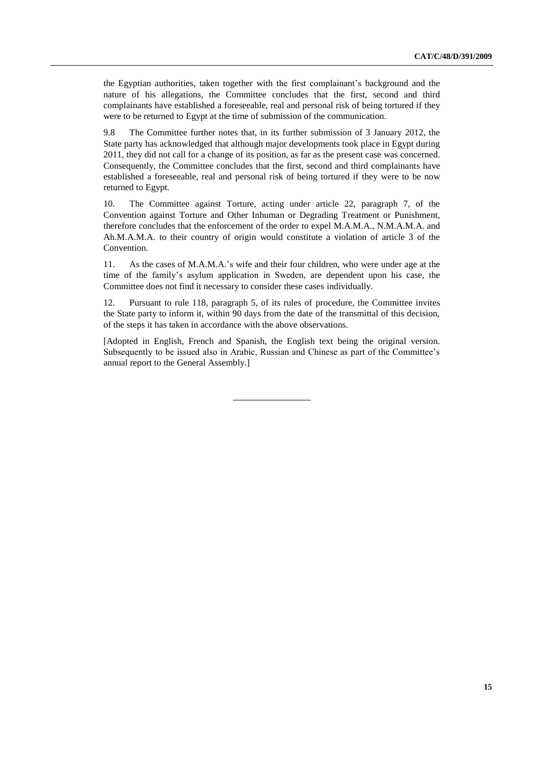the Egyptian authorities, taken together with the first complainant's background and the nature of his allegations, the Committee concludes that the first, second and third complainants have established a foreseeable, real and personal risk of being tortured if they were to be returned to Egypt at the time of submission of the communication.

9.8 The Committee further notes that, in its further submission of 3 January 2012, the State party has acknowledged that although major developments took place in Egypt during 2011, they did not call for a change of its position, as far as the present case was concerned. Consequently, the Committee concludes that the first, second and third complainants have established a foreseeable, real and personal risk of being tortured if they were to be now returned to Egypt.

10. The Committee against Torture, acting under article 22, paragraph 7, of the Convention against Torture and Other Inhuman or Degrading Treatment or Punishment, therefore concludes that the enforcement of the order to expel M.A.M.A., N.M.A.M.A. and Ah.M.A.M.A. to their country of origin would constitute a violation of article 3 of the Convention.

11. As the cases of M.A.M.A.'s wife and their four children, who were under age at the time of the family's asylum application in Sweden, are dependent upon his case, the Committee does not find it necessary to consider these cases individually.

12. Pursuant to rule 118, paragraph 5, of its rules of procedure, the Committee invites the State party to inform it, within 90 days from the date of the transmittal of this decision, of the steps it has taken in accordance with the above observations.

[Adopted in English, French and Spanish, the English text being the original version. Subsequently to be issued also in Arabic, Russian and Chinese as part of the Committee's annual report to the General Assembly.]